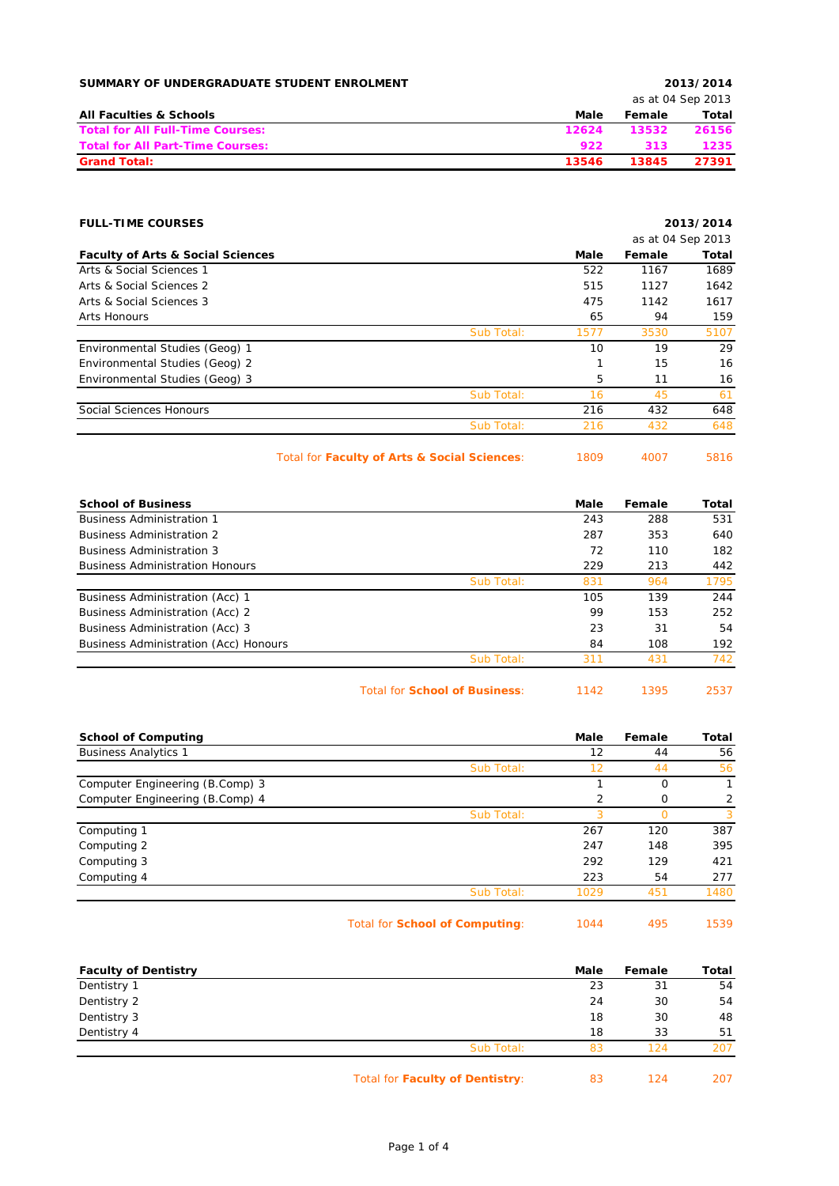**SUMMARY OF UNDERGRADUATE STUDENT ENROLMENT** **2013/2014**

as at 04 Sep 2013

| All Faculties & Schools | Male | Female | Total |
|---|---|---|---|
| **Total for All Full-Time Courses:** | **12624** | **13532** | **26156** |
| **Total for All Part-Time Courses:** | **922** | **313** | **1235** |
| **Grand Total:** | **13546** | **13845** | **27391** |

**FULL-TIME COURSES** **2013/2014**

as at 04 Sep 2013

| Faculty of Arts & Social Sciences | | Male | Female | Total |
|---|---|---|---|---|
| Arts & Social Sciences 1 | | 522 | 1167 | 1689 |
| Arts & Social Sciences 2 | | 515 | 1127 | 1642 |
| Arts & Social Sciences 3 | | 475 | 1142 | 1617 |
| Arts Honours | | 65 | 94 | 159 |
| | Sub Total: | 1577 | 3530 | 5107 |
| Environmental Studies (Geog) 1 | | 10 | 19 | 29 |
| Environmental Studies (Geog) 2 | | 1 | 15 | 16 |
| Environmental Studies (Geog) 3 | | 5 | 11 | 16 |
| | Sub Total: | 16 | 45 | 61 |
| Social Sciences Honours | | 216 | 432 | 648 |
| | Sub Total: | 216 | 432 | 648 |
| | Total for **Faculty of Arts & Social Sciences**: | 1809 | 4007 | 5816 |

| School of Business | | Male | Female | Total |
|---|---|---|---|---|
| Business Administration 1 | | 243 | 288 | 531 |
| Business Administration 2 | | 287 | 353 | 640 |
| Business Administration 3 | | 72 | 110 | 182 |
| Business Administration Honours | | 229 | 213 | 442 |
| | Sub Total: | 831 | 964 | 1795 |
| Business Administration (Acc) 1 | | 105 | 139 | 244 |
| Business Administration (Acc) 2 | | 99 | 153 | 252 |
| Business Administration (Acc) 3 | | 23 | 31 | 54 |
| Business Administration (Acc) Honours | | 84 | 108 | 192 |
| | Sub Total: | 311 | 431 | 742 |
| | Total for **School of Business**: | 1142 | 1395 | 2537 |

| School of Computing | | Male | Female | Total |
|---|---|---|---|---|
| Business Analytics 1 | | 12 | 44 | 56 |
| | Sub Total: | 12 | 44 | 56 |
| Computer Engineering (B.Comp) 3 | | 1 | 0 | 1 |
| Computer Engineering (B.Comp) 4 | | 2 | 0 | 2 |
| | Sub Total: | 3 | 0 | 3 |
| Computing 1 | | 267 | 120 | 387 |
| Computing 2 | | 247 | 148 | 395 |
| Computing 3 | | 292 | 129 | 421 |
| Computing 4 | | 223 | 54 | 277 |
| | Sub Total: | 1029 | 451 | 1480 |
| | Total for **School of Computing**: | 1044 | 495 | 1539 |

| Faculty of Dentistry | | Male | Female | Total |
|---|---|---|---|---|
| Dentistry 1 | | 23 | 31 | 54 |
| Dentistry 2 | | 24 | 30 | 54 |
| Dentistry 3 | | 18 | 30 | 48 |
| Dentistry 4 | | 18 | 33 | 51 |
| | Sub Total: | 83 | 124 | 207 |
| | Total for **Faculty of Dentistry**: | 83 | 124 | 207 |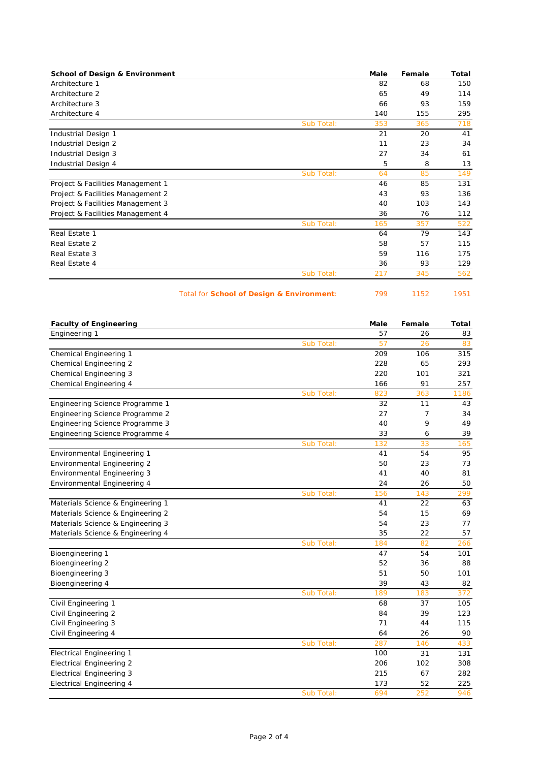| School of Design & Environment | | Male | Female | Total |
|---|---|---|---|---|
| Architecture 1 | | 82 | 68 | 150 |
| Architecture 2 | | 65 | 49 | 114 |
| Architecture 3 | | 66 | 93 | 159 |
| Architecture 4 | | 140 | 155 | 295 |
| | Sub Total: | 353 | 365 | 718 |
| Industrial Design 1 | | 21 | 20 | 41 |
| Industrial Design 2 | | 11 | 23 | 34 |
| Industrial Design 3 | | 27 | 34 | 61 |
| Industrial Design 4 | | 5 | 8 | 13 |
| | Sub Total: | 64 | 85 | 149 |
| Project & Facilities Management 1 | | 46 | 85 | 131 |
| Project & Facilities Management 2 | | 43 | 93 | 136 |
| Project & Facilities Management 3 | | 40 | 103 | 143 |
| Project & Facilities Management 4 | | 36 | 76 | 112 |
| | Sub Total: | 165 | 357 | 522 |
| Real Estate 1 | | 64 | 79 | 143 |
| Real Estate 2 | | 58 | 57 | 115 |
| Real Estate 3 | | 59 | 116 | 175 |
| Real Estate 4 | | 36 | 93 | 129 |
| | Sub Total: | 217 | 345 | 562 |
| | Total for **School of Design & Environment**: | 799 | 1152 | 1951 |

| Faculty of Engineering | | Male | Female | Total |
|---|---|---|---|---|
| Engineering 1 | | 57 | 26 | 83 |
| | Sub Total: | 57 | 26 | 83 |
| Chemical Engineering 1 | | 209 | 106 | 315 |
| Chemical Engineering 2 | | 228 | 65 | 293 |
| Chemical Engineering 3 | | 220 | 101 | 321 |
| Chemical Engineering 4 | | 166 | 91 | 257 |
| | Sub Total: | 823 | 363 | 1186 |
| Engineering Science Programme 1 | | 32 | 11 | 43 |
| Engineering Science Programme 2 | | 27 | 7 | 34 |
| Engineering Science Programme 3 | | 40 | 9 | 49 |
| Engineering Science Programme 4 | | 33 | 6 | 39 |
| | Sub Total: | 132 | 33 | 165 |
| Environmental Engineering 1 | | 41 | 54 | 95 |
| Environmental Engineering 2 | | 50 | 23 | 73 |
| Environmental Engineering 3 | | 41 | 40 | 81 |
| Environmental Engineering 4 | | 24 | 26 | 50 |
| | Sub Total: | 156 | 143 | 299 |
| Materials Science & Engineering 1 | | 41 | 22 | 63 |
| Materials Science & Engineering 2 | | 54 | 15 | 69 |
| Materials Science & Engineering 3 | | 54 | 23 | 77 |
| Materials Science & Engineering 4 | | 35 | 22 | 57 |
| | Sub Total: | 184 | 82 | 266 |
| Bioengineering 1 | | 47 | 54 | 101 |
| Bioengineering 2 | | 52 | 36 | 88 |
| Bioengineering 3 | | 51 | 50 | 101 |
| Bioengineering 4 | | 39 | 43 | 82 |
| | Sub Total: | 189 | 183 | 372 |
| Civil Engineering 1 | | 68 | 37 | 105 |
| Civil Engineering 2 | | 84 | 39 | 123 |
| Civil Engineering 3 | | 71 | 44 | 115 |
| Civil Engineering 4 | | 64 | 26 | 90 |
| | Sub Total: | 287 | 146 | 433 |
| Electrical Engineering 1 | | 100 | 31 | 131 |
| Electrical Engineering 2 | | 206 | 102 | 308 |
| Electrical Engineering 3 | | 215 | 67 | 282 |
| Electrical Engineering 4 | | 173 | 52 | 225 |
| | Sub Total: | 694 | 252 | 946 |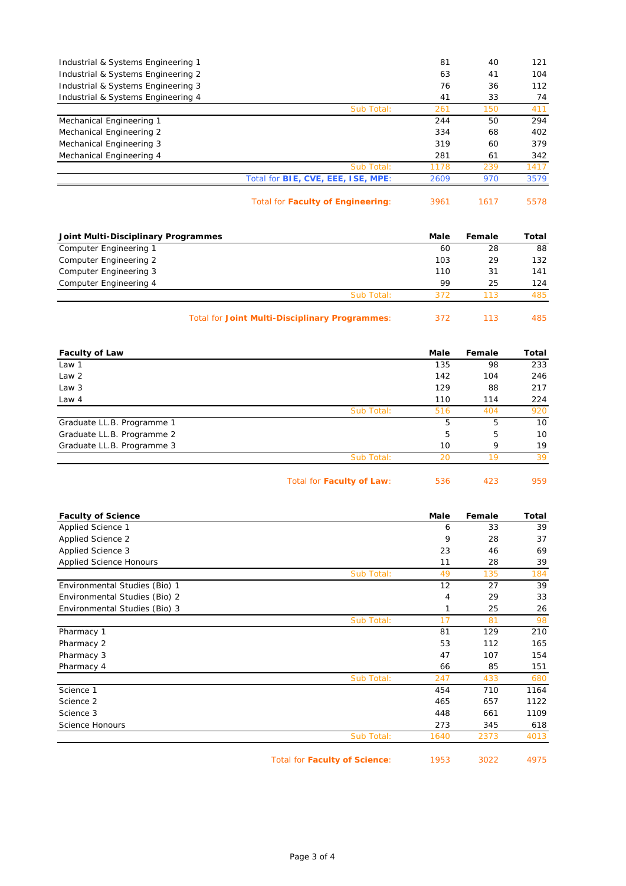| | Male | Female | Total |
|---|---|---|---|
| Industrial & Systems Engineering 1 | 81 | 40 | 121 |
| Industrial & Systems Engineering 2 | 63 | 41 | 104 |
| Industrial & Systems Engineering 3 | 76 | 36 | 112 |
| Industrial & Systems Engineering 4 | 41 | 33 | 74 |
| Sub Total: | 261 | 150 | 411 |
| Mechanical Engineering 1 | 244 | 50 | 294 |
| Mechanical Engineering 2 | 334 | 68 | 402 |
| Mechanical Engineering 3 | 319 | 60 | 379 |
| Mechanical Engineering 4 | 281 | 61 | 342 |
| Sub Total: | 1178 | 239 | 1417 |
| Total for **BIE, CVE, EEE, ISE, MPE**: | 2609 | 970 | 3579 |
| Total for **Faculty of Engineering**: | 3961 | 1617 | 5578 |

| **Joint Multi-Disciplinary Programmes** | **Male** | **Female** | **Total** |
|---|---|---|---|
| Computer Engineering 1 | 60 | 28 | 88 |
| Computer Engineering 2 | 103 | 29 | 132 |
| Computer Engineering 3 | 110 | 31 | 141 |
| Computer Engineering 4 | 99 | 25 | 124 |
| Sub Total: | 372 | 113 | 485 |
| Total for **Joint Multi-Disciplinary Programmes**: | 372 | 113 | 485 |

| **Faculty of Law** | **Male** | **Female** | **Total** |
|---|---|---|---|
| Law 1 | 135 | 98 | 233 |
| Law 2 | 142 | 104 | 246 |
| Law 3 | 129 | 88 | 217 |
| Law 4 | 110 | 114 | 224 |
| Sub Total: | 516 | 404 | 920 |
| Graduate LL.B. Programme 1 | 5 | 5 | 10 |
| Graduate LL.B. Programme 2 | 5 | 5 | 10 |
| Graduate LL.B. Programme 3 | 10 | 9 | 19 |
| Sub Total: | 20 | 19 | 39 |
| Total for **Faculty of Law**: | 536 | 423 | 959 |

| **Faculty of Science** | **Male** | **Female** | **Total** |
|---|---|---|---|
| Applied Science 1 | 6 | 33 | 39 |
| Applied Science 2 | 9 | 28 | 37 |
| Applied Science 3 | 23 | 46 | 69 |
| Applied Science Honours | 11 | 28 | 39 |
| Sub Total: | 49 | 135 | 184 |
| Environmental Studies (Bio) 1 | 12 | 27 | 39 |
| Environmental Studies (Bio) 2 | 4 | 29 | 33 |
| Environmental Studies (Bio) 3 | 1 | 25 | 26 |
| Sub Total: | 17 | 81 | 98 |
| Pharmacy 1 | 81 | 129 | 210 |
| Pharmacy 2 | 53 | 112 | 165 |
| Pharmacy 3 | 47 | 107 | 154 |
| Pharmacy 4 | 66 | 85 | 151 |
| Sub Total: | 247 | 433 | 680 |
| Science 1 | 454 | 710 | 1164 |
| Science 2 | 465 | 657 | 1122 |
| Science 3 | 448 | 661 | 1109 |
| Science Honours | 273 | 345 | 618 |
| Sub Total: | 1640 | 2373 | 4013 |
| Total for **Faculty of Science**: | 1953 | 3022 | 4975 |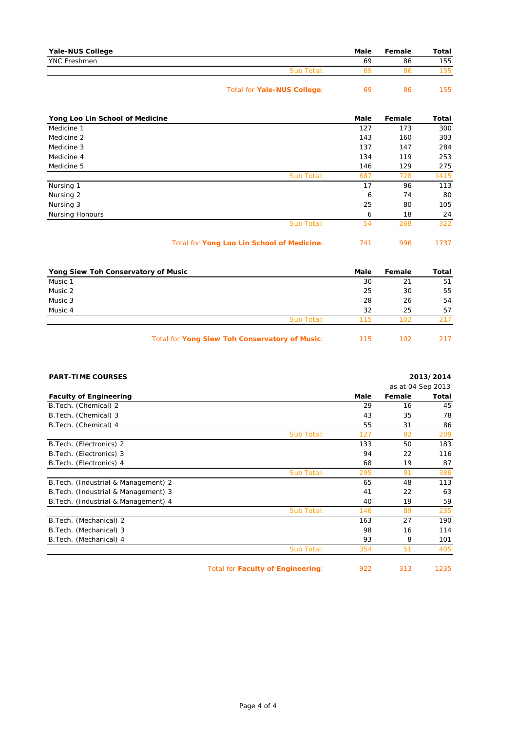| Yale-NUS College | Male | Female | Total |
|---|---|---|---|
| YNC Freshmen | 69 | 86 | 155 |
| Sub Total: | 69 | 86 | 155 |
| Total for **Yale-NUS College**: | 69 | 86 | 155 |

| Yong Loo Lin School of Medicine | Male | Female | Total |
|---|---|---|---|
| Medicine 1 | 127 | 173 | 300 |
| Medicine 2 | 143 | 160 | 303 |
| Medicine 3 | 137 | 147 | 284 |
| Medicine 4 | 134 | 119 | 253 |
| Medicine 5 | 146 | 129 | 275 |
| Sub Total: | 687 | 728 | 1415 |
| Nursing 1 | 17 | 96 | 113 |
| Nursing 2 | 6 | 74 | 80 |
| Nursing 3 | 25 | 80 | 105 |
| Nursing Honours | 6 | 18 | 24 |
| Sub Total: | 54 | 268 | 322 |
| Total for **Yong Loo Lin School of Medicine**: | 741 | 996 | 1737 |

| Yong Siew Toh Conservatory of Music | Male | Female | Total |
|---|---|---|---|
| Music 1 | 30 | 21 | 51 |
| Music 2 | 25 | 30 | 55 |
| Music 3 | 28 | 26 | 54 |
| Music 4 | 32 | 25 | 57 |
| Sub Total: | 115 | 102 | 217 |
| Total for **Yong Siew Toh Conservatory of Music**: | 115 | 102 | 217 |

**PART-TIME COURSES** — 2013/2014

as at 04 Sep 2013

| Faculty of Engineering | Male | Female | Total |
|---|---|---|---|
| B.Tech. (Chemical) 2 | 29 | 16 | 45 |
| B.Tech. (Chemical) 3 | 43 | 35 | 78 |
| B.Tech. (Chemical) 4 | 55 | 31 | 86 |
| Sub Total: | 127 | 82 | 209 |
| B.Tech. (Electronics) 2 | 133 | 50 | 183 |
| B.Tech. (Electronics) 3 | 94 | 22 | 116 |
| B.Tech. (Electronics) 4 | 68 | 19 | 87 |
| Sub Total: | 295 | 91 | 386 |
| B.Tech. (Industrial & Management) 2 | 65 | 48 | 113 |
| B.Tech. (Industrial & Management) 3 | 41 | 22 | 63 |
| B.Tech. (Industrial & Management) 4 | 40 | 19 | 59 |
| Sub Total: | 146 | 89 | 235 |
| B.Tech. (Mechanical) 2 | 163 | 27 | 190 |
| B.Tech. (Mechanical) 3 | 98 | 16 | 114 |
| B.Tech. (Mechanical) 4 | 93 | 8 | 101 |
| Sub Total: | 354 | 51 | 405 |
| Total for **Faculty of Engineering**: | 922 | 313 | 1235 |